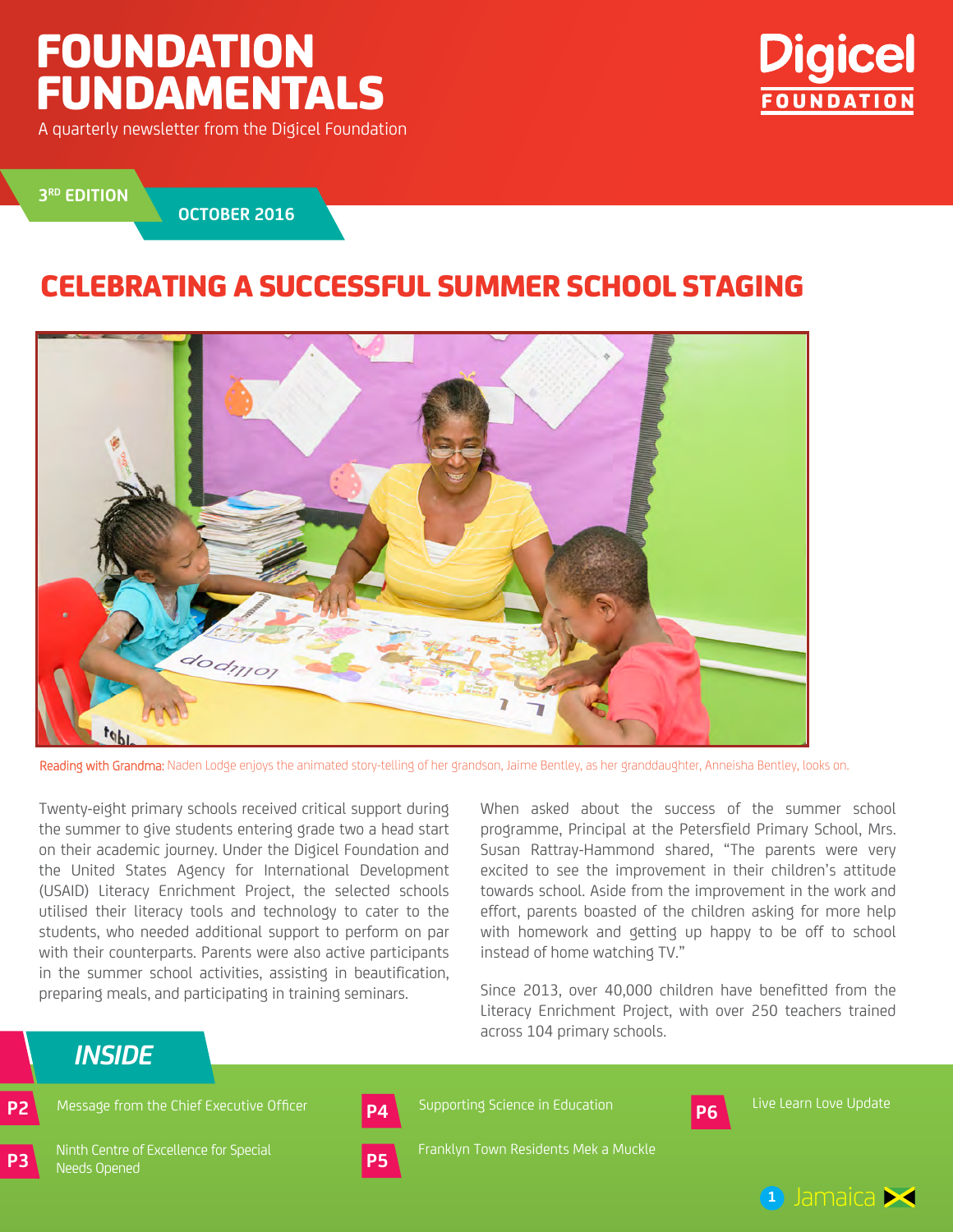# FOUNDATION FUNDAMENTALS

A quarterly newsletter from the Digicel Foundation

Digicel FOUNDATION

3RD EDITION

OCTOBER 2016

## CELEBRATING A SUCCESSFUL SUMMER SCHOOL STAGING

Reading with Grandma: Naden Lodge enjoys the animated story-telling of her grandson, Jaime Bentley, as her granddaughter, Anneisha Bentley, looks on.

Twenty-eight primary schools received critical support during the summer to give students entering grade two a head start on their academic journey. Under the Digicel Foundation and the United States Agency for International Development (USAID) Literacy Enrichment Project, the selected schools utilised their literacy tools and technology to cater to the students, who needed additional support to perform on par with their counterparts. Parents were also active participants in the summer school activities, assisting in beautification, preparing meals, and participating in training seminars.

When asked about the success of the summer school programme, Principal at the Petersfield Primary School, Mrs. Susan Rattray-Hammond shared, "The parents were very excited to see the improvement in their children's attitude towards school. Aside from the improvement in the work and effort, parents boasted of the children asking for more help with homework and getting up happy to be off to school instead of home watching TV."

Since 2013, over 40,000 children have benefitted from the Literacy Enrichment Project, with over 250 teachers trained across 104 primary schools.

## INSIDE

- **P2** Message from the Chief Executive Officer
- **P3** Ninth Centre of Excellence for Special Needs Opened
- **P4** Supporting Science in Education
- **P5** Franklyn Town Residents Mek a Muckle
- **P6** Live Learn Love Update

Jamaica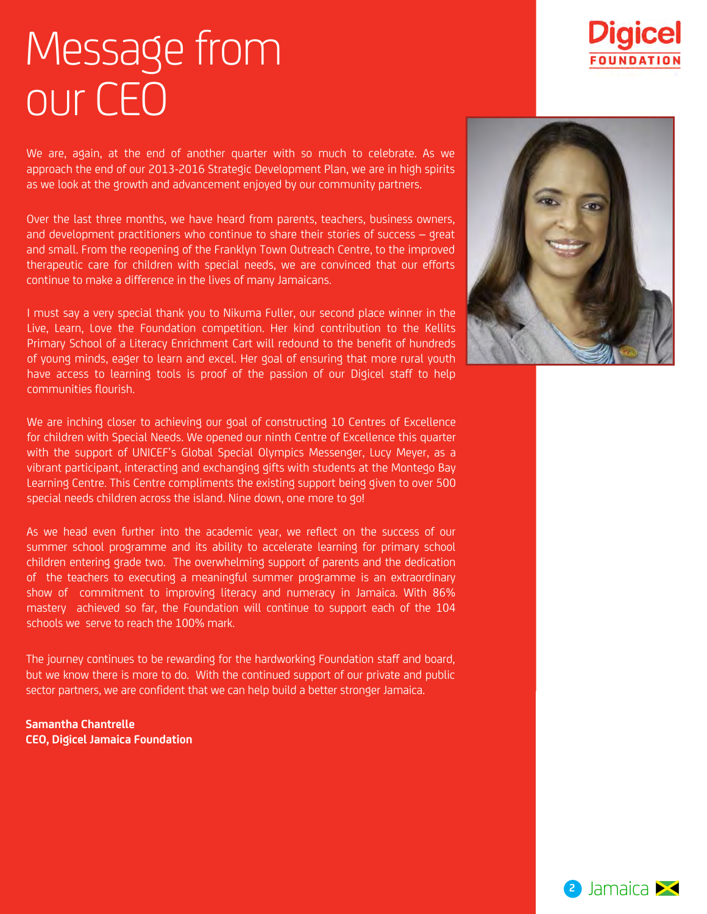# Message from our CEO

We are, again, at the end of another quarter with so much to celebrate. As we approach the end of our 2013-2016 Strategic Development Plan, we are in high spirits as we look at the growth and advancement enjoyed by our community partners.

Over the last three months, we have heard from parents, teachers, business owners, and development practitioners who continue to share their stories of success – great and small. From the reopening of the Franklyn Town Outreach Centre, to the improved therapeutic care for children with special needs, we are convinced that our efforts continue to make a difference in the lives of many Jamaicans.

I must say a very special thank you to Nikuma Fuller, our second place winner in the Live, Learn, Love the Foundation competition. Her kind contribution to the Kellits Primary School of a Literacy Enrichment Cart will redound to the benefit of hundreds of young minds, eager to learn and excel. Her goal of ensuring that more rural youth have access to learning tools is proof of the passion of our Digicel staff to help communities flourish.

We are inching closer to achieving our goal of constructing 10 Centres of Excellence for children with Special Needs. We opened our ninth Centre of Excellence this quarter with the support of UNICEF's Global Special Olympics Messenger, Lucy Meyer, as a vibrant participant, interacting and exchanging gifts with students at the Montego Bay Learning Centre. This Centre compliments the existing support being given to over 500 special needs children across the island. Nine down, one more to go!

As we head even further into the academic year, we reflect on the success of our summer school programme and its ability to accelerate learning for primary school children entering grade two. The overwhelming support of parents and the dedication of the teachers to executing a meaningful summer programme is an extraordinary show of commitment to improving literacy and numeracy in Jamaica. With 86% mastery achieved so far, the Foundation will continue to support each of the 104 schools we serve to reach the 100% mark.

The journey continues to be rewarding for the hardworking Foundation staff and board, but we know there is more to do. With the continued support of our private and public sector partners, we are confident that we can help build a better stronger Jamaica.

**Samantha Chantrelle**
**CEO, Digicel Jamaica Foundation**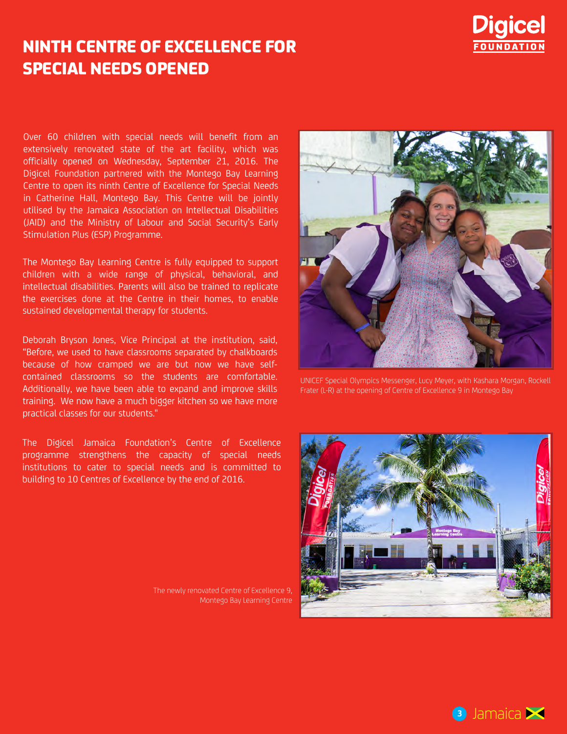# NINTH CENTRE OF EXCELLENCE FOR SPECIAL NEEDS OPENED

Over 60 children with special needs will benefit from an extensively renovated state of the art facility, which was officially opened on Wednesday, September 21, 2016. The Digicel Foundation partnered with the Montego Bay Learning Centre to open its ninth Centre of Excellence for Special Needs in Catherine Hall, Montego Bay. This Centre will be jointly utilised by the Jamaica Association on Intellectual Disabilities (JAID) and the Ministry of Labour and Social Security's Early Stimulation Plus (ESP) Programme.

The Montego Bay Learning Centre is fully equipped to support children with a wide range of physical, behavioral, and intellectual disabilities. Parents will also be trained to replicate the exercises done at the Centre in their homes, to enable sustained developmental therapy for students.

Deborah Bryson Jones, Vice Principal at the institution, said, "Before, we used to have classrooms separated by chalkboards because of how cramped we are but now we have self-contained classrooms so the students are comfortable. Additionally, we have been able to expand and improve skills training. We now have a much bigger kitchen so we have more practical classes for our students."

The Digicel Jamaica Foundation's Centre of Excellence programme strengthens the capacity of special needs institutions to cater to special needs and is committed to building to 10 Centres of Excellence by the end of 2016.

UNICEF Special Olympics Messenger, Lucy Meyer, with Kashara Morgan, Rockell Frater (L-R) at the opening of Centre of Excellence 9 in Montego Bay

The newly renovated Centre of Excellence 9, Montego Bay Learning Centre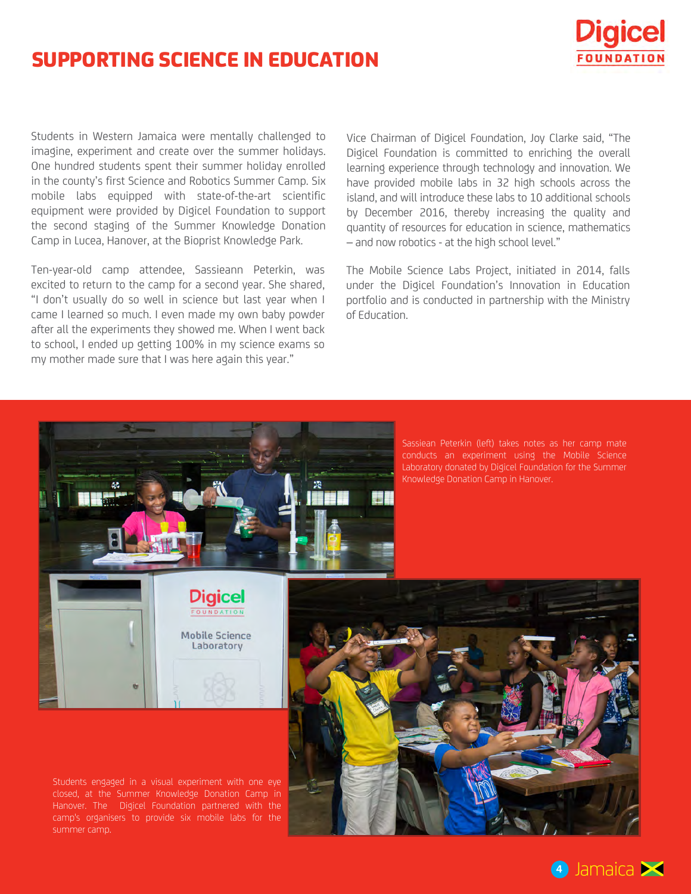# SUPPORTING SCIENCE IN EDUCATION

Students in Western Jamaica were mentally challenged to imagine, experiment and create over the summer holidays. One hundred students spent their summer holiday enrolled in the county's first Science and Robotics Summer Camp. Six mobile labs equipped with state-of-the-art scientific equipment were provided by Digicel Foundation to support the second staging of the Summer Knowledge Donation Camp in Lucea, Hanover, at the Bioprist Knowledge Park.

Ten-year-old camp attendee, Sassieann Peterkin, was excited to return to the camp for a second year. She shared, "I don't usually do so well in science but last year when I came I learned so much. I even made my own baby powder after all the experiments they showed me. When I went back to school, I ended up getting 100% in my science exams so my mother made sure that I was here again this year."

Vice Chairman of Digicel Foundation, Joy Clarke said, "The Digicel Foundation is committed to enriching the overall learning experience through technology and innovation. We have provided mobile labs in 32 high schools across the island, and will introduce these labs to 10 additional schools by December 2016, thereby increasing the quality and quantity of resources for education in science, mathematics – and now robotics - at the high school level."

The Mobile Science Labs Project, initiated in 2014, falls under the Digicel Foundation's Innovation in Education portfolio and is conducted in partnership with the Ministry of Education.

Sassiean Peterkin (left) takes notes as her camp mate conducts an experiment using the Mobile Science Laboratory donated by Digicel Foundation for the Summer Knowledge Donation Camp in Hanover.

Students engaged in a visual experiment with one eye closed, at the Summer Knowledge Donation Camp in Hanover. The Digicel Foundation partnered with the camp's organisers to provide six mobile labs for the summer camp.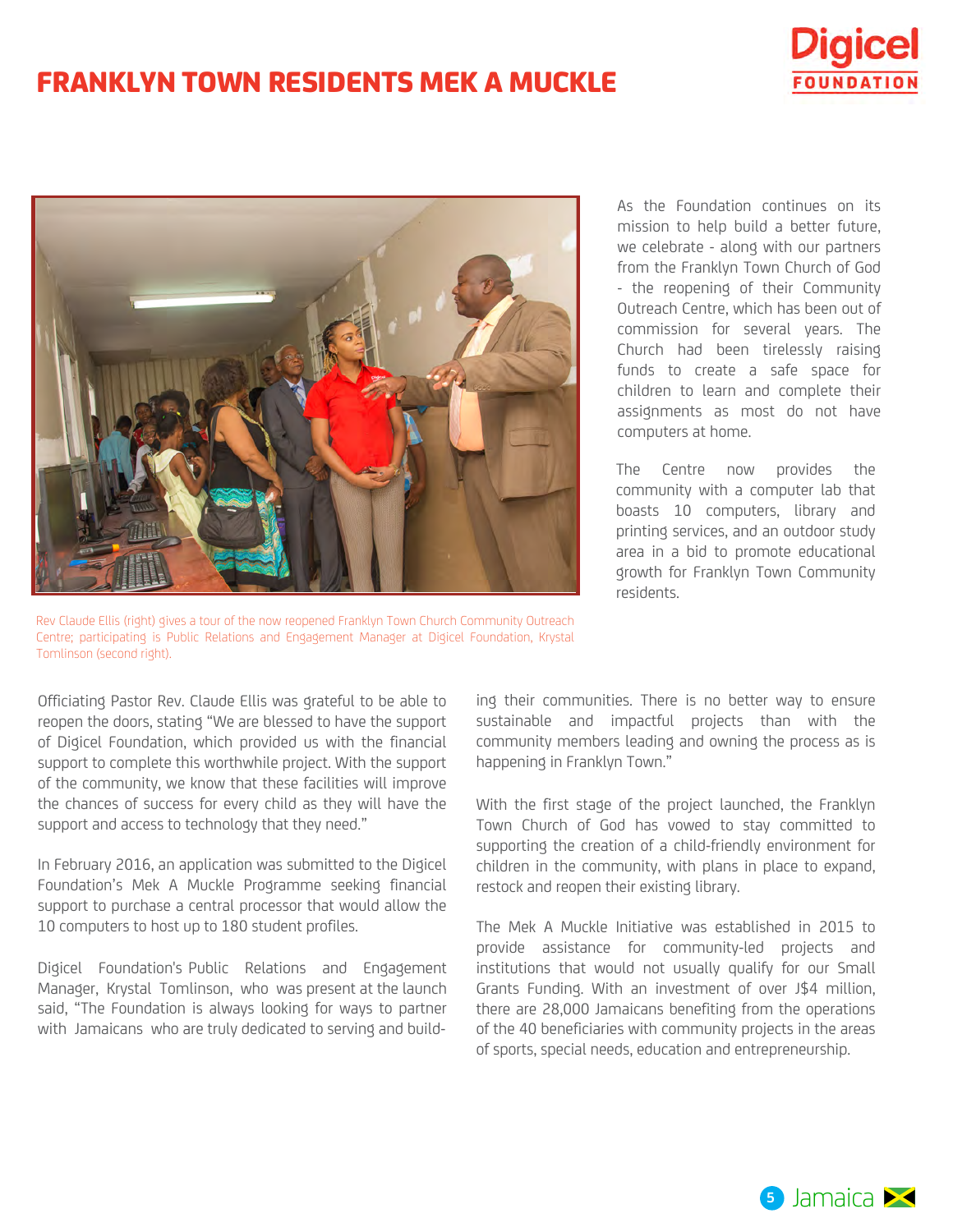# FRANKLYN TOWN RESIDENTS MEK A MUCKLE

As the Foundation continues on its mission to help build a better future, we celebrate - along with our partners from the Franklyn Town Church of God - the reopening of their Community Outreach Centre, which has been out of commission for several years. The Church had been tirelessly raising funds to create a safe space for children to learn and complete their assignments as most do not have computers at home.

The Centre now provides the community with a computer lab that boasts 10 computers, library and printing services, and an outdoor study area in a bid to promote educational growth for Franklyn Town Community residents.

Rev Claude Ellis (right) gives a tour of the now reopened Franklyn Town Church Community Outreach Centre; participating is Public Relations and Engagement Manager at Digicel Foundation, Krystal Tomlinson (second right).

Officiating Pastor Rev. Claude Ellis was grateful to be able to reopen the doors, stating "We are blessed to have the support of Digicel Foundation, which provided us with the financial support to complete this worthwhile project. With the support of the community, we know that these facilities will improve the chances of success for every child as they will have the support and access to technology that they need."

In February 2016, an application was submitted to the Digicel Foundation's Mek A Muckle Programme seeking financial support to purchase a central processor that would allow the 10 computers to host up to 180 student profiles.

Digicel Foundation's Public Relations and Engagement Manager, Krystal Tomlinson, who was present at the launch said, "The Foundation is always looking for ways to partner with Jamaicans who are truly dedicated to serving and building their communities. There is no better way to ensure sustainable and impactful projects than with the community members leading and owning the process as is happening in Franklyn Town."

With the first stage of the project launched, the Franklyn Town Church of God has vowed to stay committed to supporting the creation of a child-friendly environment for children in the community, with plans in place to expand, restock and reopen their existing library.

The Mek A Muckle Initiative was established in 2015 to provide assistance for community-led projects and institutions that would not usually qualify for our Small Grants Funding. With an investment of over J$4 million, there are 28,000 Jamaicans benefiting from the operations of the 40 beneficiaries with community projects in the areas of sports, special needs, education and entrepreneurship.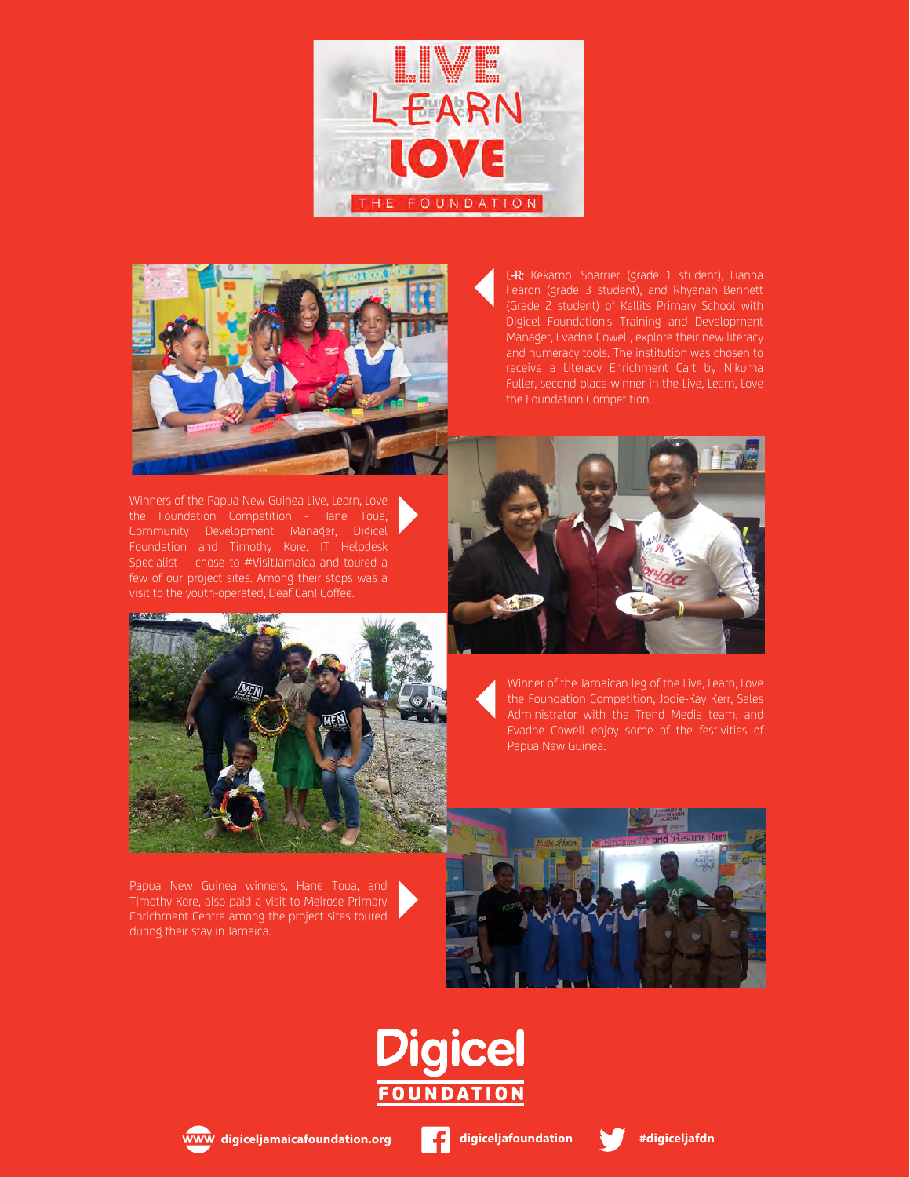# LIVE LEARN LOVE THE FOUNDATION

**L-R:** Kekamoi Sharrier (grade 1 student), Lianna Fearon (grade 3 student), and Rhyanah Bennett (Grade 2 student) of Kellits Primary School with Digicel Foundation's Training and Development Manager, Evadne Cowell, explore their new literacy and numeracy tools. The institution was chosen to receive a Literacy Enrichment Cart by Nikuma Fuller, second place winner in the Live, Learn, Love the Foundation Competition.

Winners of the Papua New Guinea Live, Learn, Love the Foundation Competition - Hane Toua, Community Development Manager, Digicel Foundation and Timothy Kore, IT Helpdesk Specialist - chose to #VisitJamaica and toured a few of our project sites. Among their stops was a visit to the youth-operated, Deaf Can! Coffee.

Winner of the Jamaican leg of the Live, Learn, Love the Foundation Competition, Jodie-Kay Kerr, Sales Administrator with the Trend Media team, and Evadne Cowell enjoy some of the festivities of Papua New Guinea.

Papua New Guinea winners, Hane Toua, and Timothy Kore, also paid a visit to Melrose Primary Enrichment Centre among the project sites toured during their stay in Jamaica.

Digicel FOUNDATION

www digiceljamaicafoundation.org | digiceljafoundation | #digiceljafdn